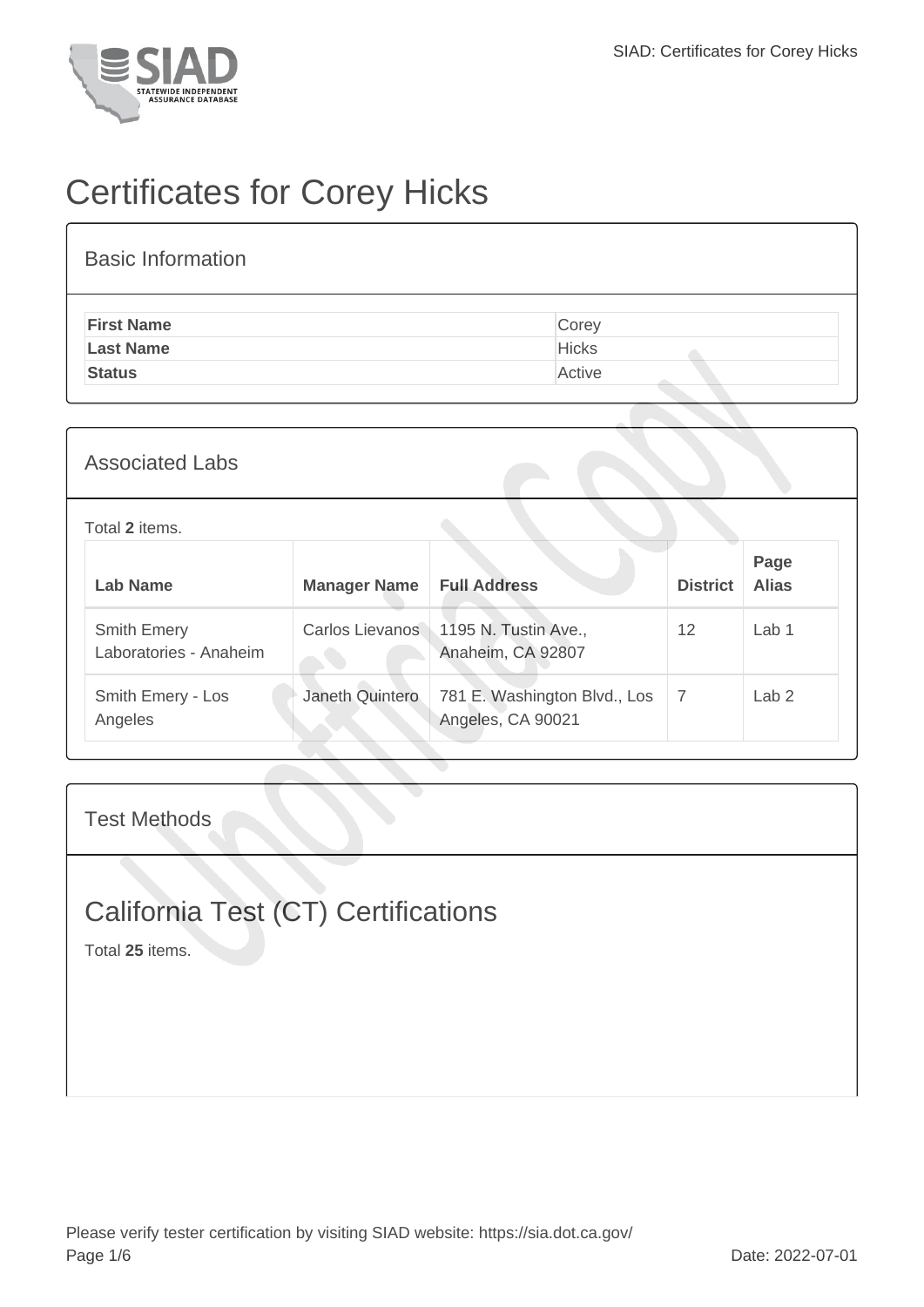# Certificates for Corey Hicks

## Basic Information

| | |
|---|---|
| **First Name** | Corey |
| **Last Name** | Hicks |
| **Status** | Active |

## Associated Labs

Total **2** items.

| Lab Name | Manager Name | Full Address | District | Page Alias |
|---|---|---|---|---|
| Smith Emery Laboratories - Anaheim | Carlos Lievanos | 1195 N. Tustin Ave., Anaheim, CA 92807 | 12 | Lab 1 |
| Smith Emery - Los Angeles | Janeth Quintero | 781 E. Washington Blvd., Los Angeles, CA 90021 | 7 | Lab 2 |

## Test Methods

## California Test (CT) Certifications

Total **25** items.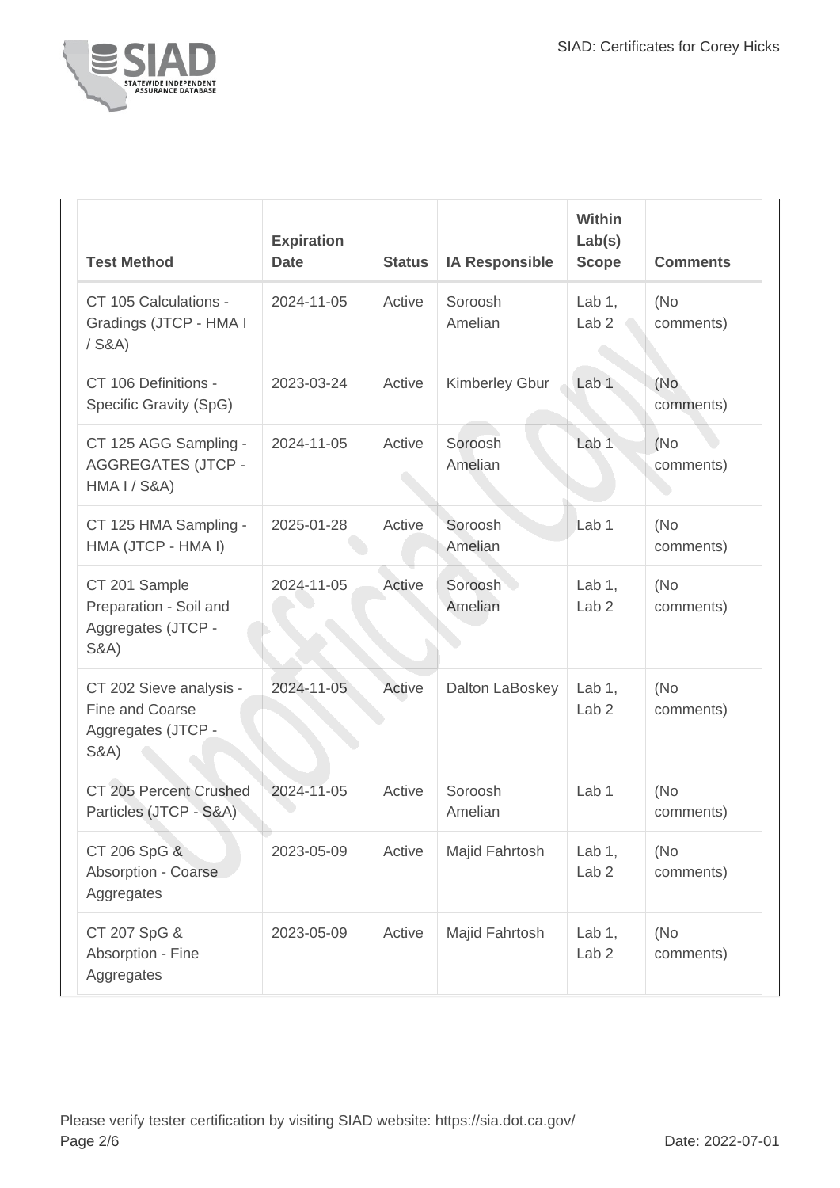| Test Method | Expiration Date | Status | IA Responsible | Within Lab(s) Scope | Comments |
| --- | --- | --- | --- | --- | --- |
| CT 105 Calculations - Gradings (JTCP - HMA I / S&A) | 2024-11-05 | Active | Soroosh Amelian | Lab 1, Lab 2 | (No comments) |
| CT 106 Definitions - Specific Gravity (SpG) | 2023-03-24 | Active | Kimberley Gbur | Lab 1 | (No comments) |
| CT 125 AGG Sampling - AGGREGATES (JTCP - HMA I / S&A) | 2024-11-05 | Active | Soroosh Amelian | Lab 1 | (No comments) |
| CT 125 HMA Sampling - HMA (JTCP - HMA I) | 2025-01-28 | Active | Soroosh Amelian | Lab 1 | (No comments) |
| CT 201 Sample Preparation - Soil and Aggregates (JTCP - S&A) | 2024-11-05 | Active | Soroosh Amelian | Lab 1, Lab 2 | (No comments) |
| CT 202 Sieve analysis - Fine and Coarse Aggregates (JTCP - S&A) | 2024-11-05 | Active | Dalton LaBoskey | Lab 1, Lab 2 | (No comments) |
| CT 205 Percent Crushed Particles (JTCP - S&A) | 2024-11-05 | Active | Soroosh Amelian | Lab 1 | (No comments) |
| CT 206 SpG & Absorption - Coarse Aggregates | 2023-05-09 | Active | Majid Fahrtosh | Lab 1, Lab 2 | (No comments) |
| CT 207 SpG & Absorption - Fine Aggregates | 2023-05-09 | Active | Majid Fahrtosh | Lab 1, Lab 2 | (No comments) |

Please verify tester certification by visiting SIAD website: https://sia.dot.ca.gov/

Date: 2022-07-01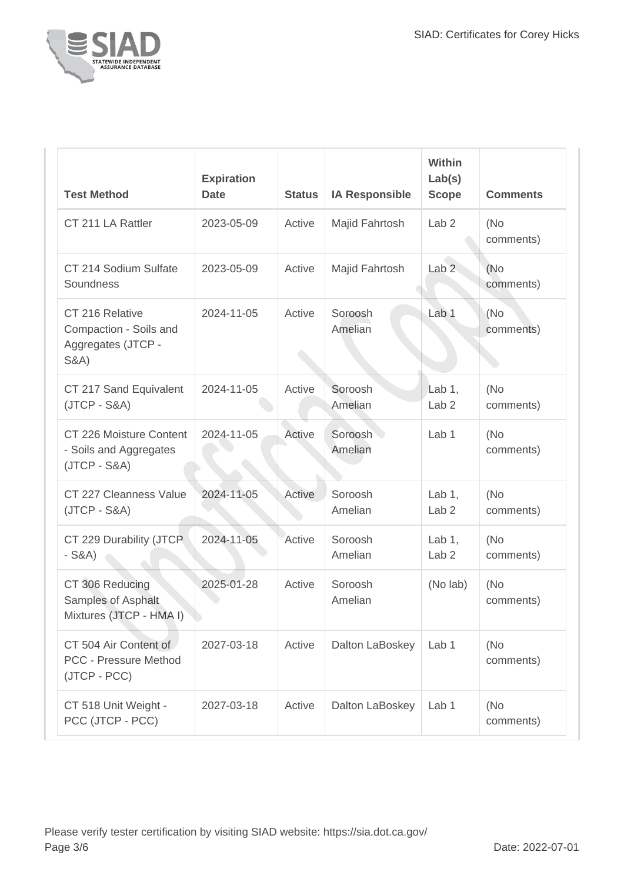| Test Method | Expiration Date | Status | IA Responsible | Within Lab(s) Scope | Comments |
|---|---|---|---|---|---|
| CT 211 LA Rattler | 2023-05-09 | Active | Majid Fahrtosh | Lab 2 | (No comments) |
| CT 214 Sodium Sulfate Soundness | 2023-05-09 | Active | Majid Fahrtosh | Lab 2 | (No comments) |
| CT 216 Relative Compaction - Soils and Aggregates (JTCP - S&A) | 2024-11-05 | Active | Soroosh Amelian | Lab 1 | (No comments) |
| CT 217 Sand Equivalent (JTCP - S&A) | 2024-11-05 | Active | Soroosh Amelian | Lab 1, Lab 2 | (No comments) |
| CT 226 Moisture Content - Soils and Aggregates (JTCP - S&A) | 2024-11-05 | Active | Soroosh Amelian | Lab 1 | (No comments) |
| CT 227 Cleanness Value (JTCP - S&A) | 2024-11-05 | Active | Soroosh Amelian | Lab 1, Lab 2 | (No comments) |
| CT 229 Durability (JTCP - S&A) | 2024-11-05 | Active | Soroosh Amelian | Lab 1, Lab 2 | (No comments) |
| CT 306 Reducing Samples of Asphalt Mixtures (JTCP - HMA I) | 2025-01-28 | Active | Soroosh Amelian | (No lab) | (No comments) |
| CT 504 Air Content of PCC - Pressure Method (JTCP - PCC) | 2027-03-18 | Active | Dalton LaBoskey | Lab 1 | (No comments) |
| CT 518 Unit Weight - PCC (JTCP - PCC) | 2027-03-18 | Active | Dalton LaBoskey | Lab 1 | (No comments) |

Please verify tester certification by visiting SIAD website: https://sia.dot.ca.gov/

Date: 2022-07-01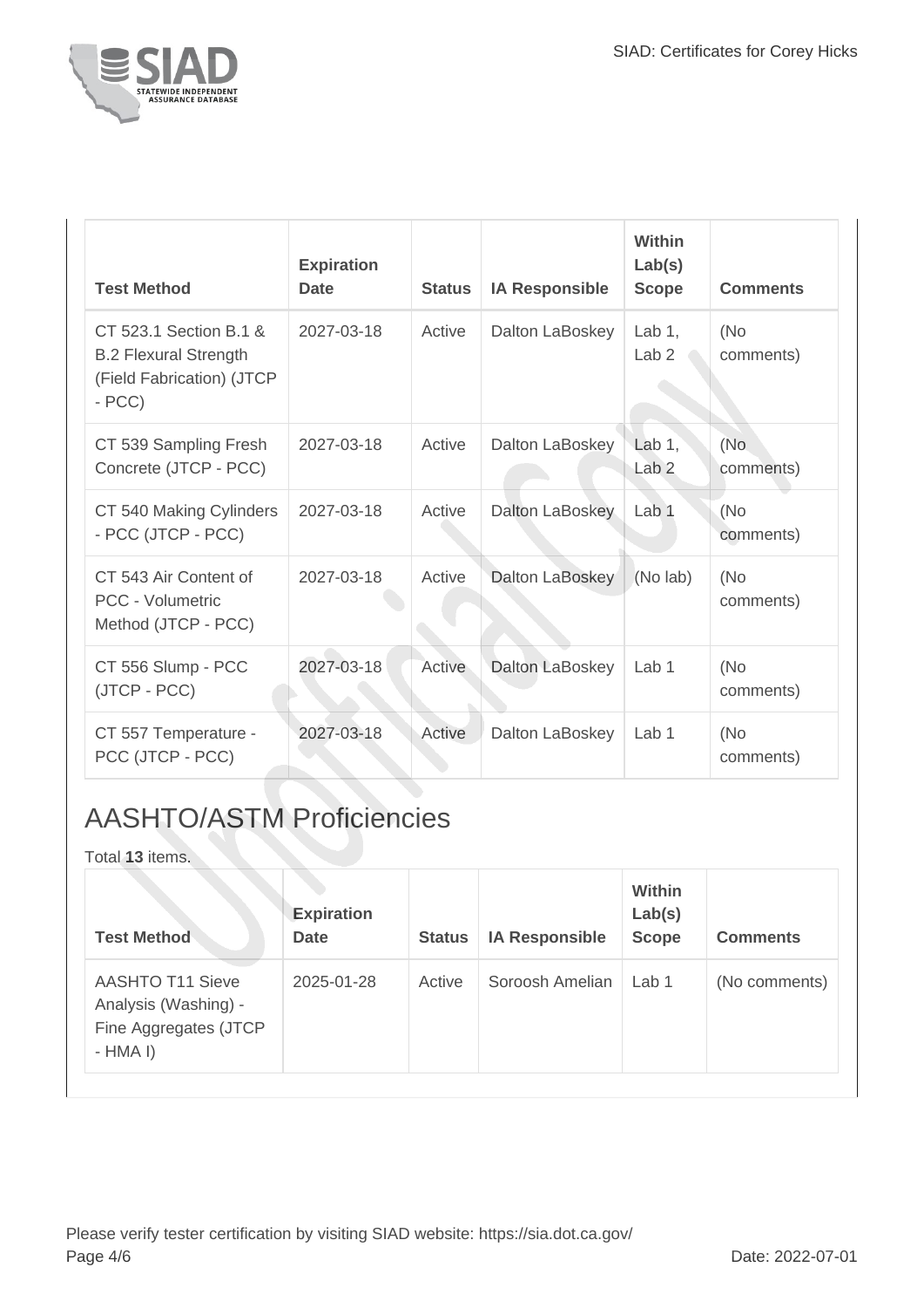| Test Method | Expiration Date | Status | IA Responsible | Within Lab(s) Scope | Comments |
|---|---|---|---|---|---|
| CT 523.1 Section B.1 & B.2 Flexural Strength (Field Fabrication) (JTCP - PCC) | 2027-03-18 | Active | Dalton LaBoskey | Lab 1, Lab 2 | (No comments) |
| CT 539 Sampling Fresh Concrete (JTCP - PCC) | 2027-03-18 | Active | Dalton LaBoskey | Lab 1, Lab 2 | (No comments) |
| CT 540 Making Cylinders - PCC (JTCP - PCC) | 2027-03-18 | Active | Dalton LaBoskey | Lab 1 | (No comments) |
| CT 543 Air Content of PCC - Volumetric Method (JTCP - PCC) | 2027-03-18 | Active | Dalton LaBoskey | (No lab) | (No comments) |
| CT 556 Slump - PCC (JTCP - PCC) | 2027-03-18 | Active | Dalton LaBoskey | Lab 1 | (No comments) |
| CT 557 Temperature - PCC (JTCP - PCC) | 2027-03-18 | Active | Dalton LaBoskey | Lab 1 | (No comments) |

## AASHTO/ASTM Proficiencies

Total **13** items.

| Test Method | Expiration Date | Status | IA Responsible | Within Lab(s) Scope | Comments |
|---|---|---|---|---|---|
| AASHTO T11 Sieve Analysis (Washing) - Fine Aggregates (JTCP - HMA I) | 2025-01-28 | Active | Soroosh Amelian | Lab 1 | (No comments) |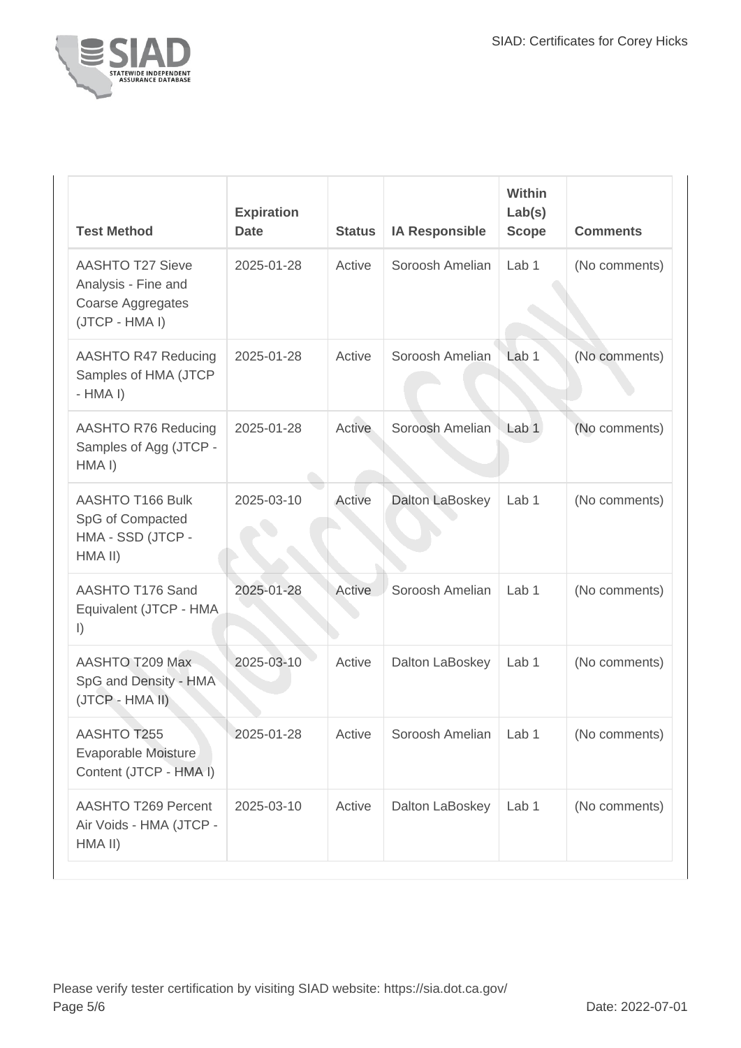| Test Method | Expiration Date | Status | IA Responsible | Within Lab(s) Scope | Comments |
|---|---|---|---|---|---|
| AASHTO T27 Sieve Analysis - Fine and Coarse Aggregates (JTCP - HMA I) | 2025-01-28 | Active | Soroosh Amelian | Lab 1 | (No comments) |
| AASHTO R47 Reducing Samples of HMA (JTCP - HMA I) | 2025-01-28 | Active | Soroosh Amelian | Lab 1 | (No comments) |
| AASHTO R76 Reducing Samples of Agg (JTCP - HMA I) | 2025-01-28 | Active | Soroosh Amelian | Lab 1 | (No comments) |
| AASHTO T166 Bulk SpG of Compacted HMA - SSD (JTCP - HMA II) | 2025-03-10 | Active | Dalton LaBoskey | Lab 1 | (No comments) |
| AASHTO T176 Sand Equivalent (JTCP - HMA I) | 2025-01-28 | Active | Soroosh Amelian | Lab 1 | (No comments) |
| AASHTO T209 Max SpG and Density - HMA (JTCP - HMA II) | 2025-03-10 | Active | Dalton LaBoskey | Lab 1 | (No comments) |
| AASHTO T255 Evaporable Moisture Content (JTCP - HMA I) | 2025-01-28 | Active | Soroosh Amelian | Lab 1 | (No comments) |
| AASHTO T269 Percent Air Voids - HMA (JTCP - HMA II) | 2025-03-10 | Active | Dalton LaBoskey | Lab 1 | (No comments) |

Please verify tester certification by visiting SIAD website: https://sia.dot.ca.gov/

Date: 2022-07-01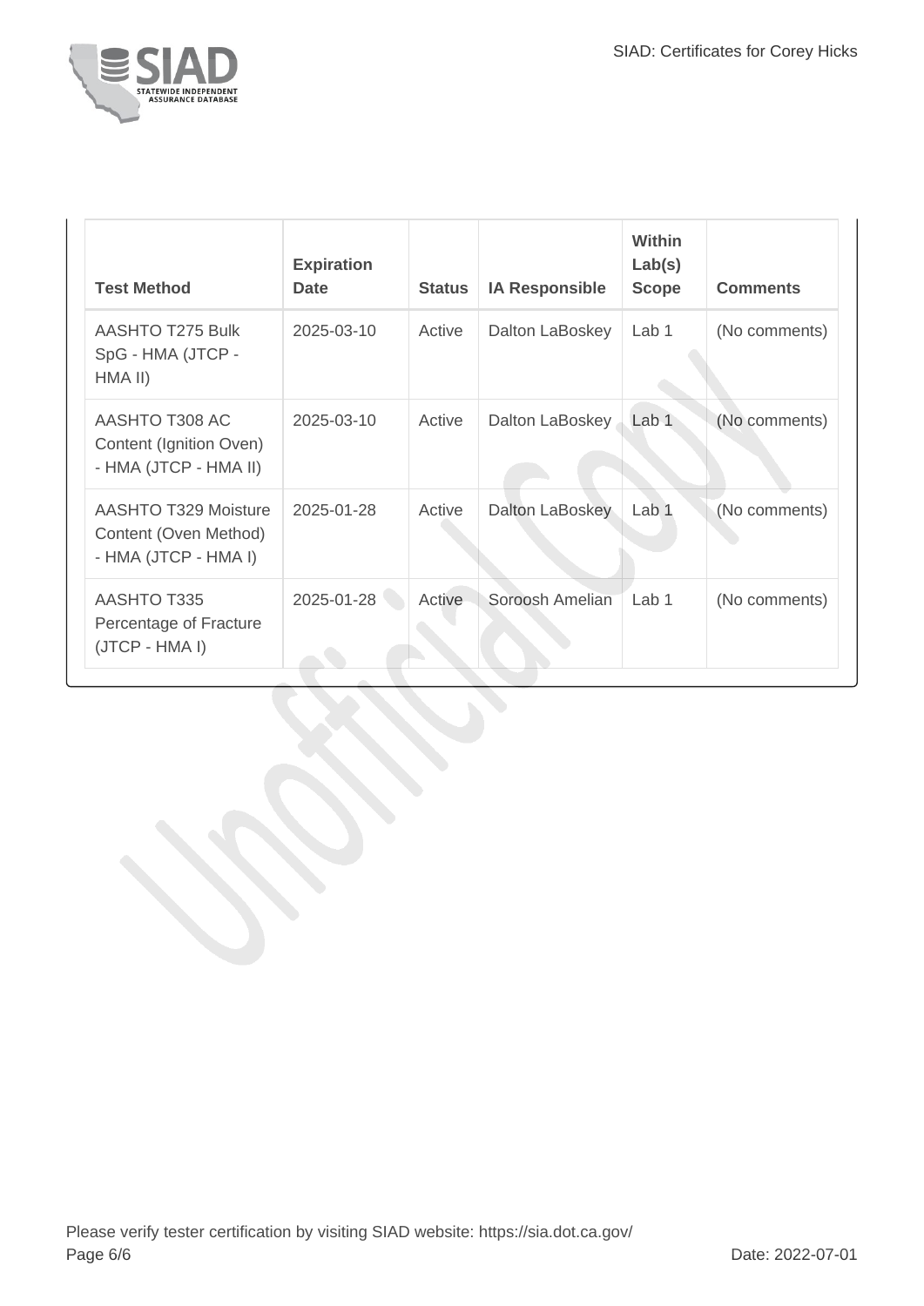| Test Method | Expiration Date | Status | IA Responsible | Within Lab(s) Scope | Comments |
| --- | --- | --- | --- | --- | --- |
| AASHTO T275 Bulk SpG - HMA (JTCP - HMA II) | 2025-03-10 | Active | Dalton LaBoskey | Lab 1 | (No comments) |
| AASHTO T308 AC Content (Ignition Oven) - HMA (JTCP - HMA II) | 2025-03-10 | Active | Dalton LaBoskey | Lab 1 | (No comments) |
| AASHTO T329 Moisture Content (Oven Method) - HMA (JTCP - HMA I) | 2025-01-28 | Active | Dalton LaBoskey | Lab 1 | (No comments) |
| AASHTO T335 Percentage of Fracture (JTCP - HMA I) | 2025-01-28 | Active | Soroosh Amelian | Lab 1 | (No comments) |

Please verify tester certification by visiting SIAD website: https://sia.dot.ca.gov/

Date: 2022-07-01